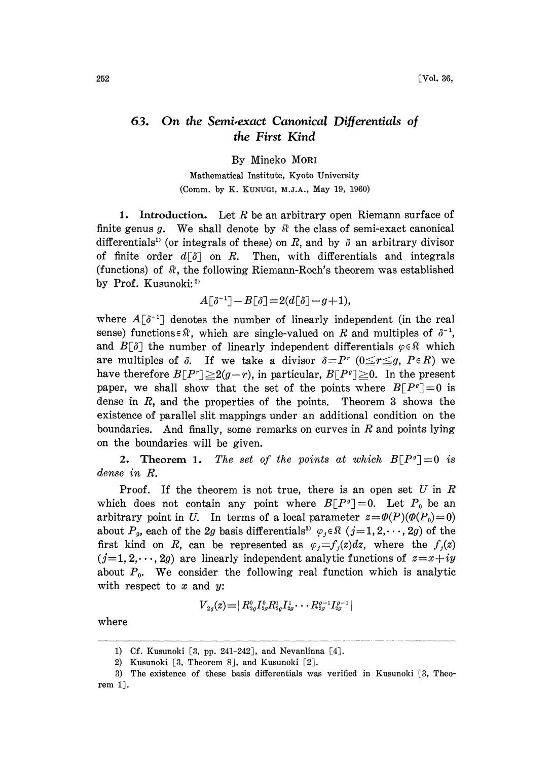# 63. On the Semi-exact Canonical Differentials of the First Kind

By Mineko MORI

Mathematical Institute, Kyoto University

(Comm. by K. KUNUGI, M.J.A., May 19, 1960)

**1. Introduction.** Let $R$ be an arbitrary open Riemann surface of finite genus $g$. We shall denote by $\mathfrak{K}$ the class of semi-exact canonical differentials[1] (or integrals of these) on $R$, and by $\delta$ an arbitrary divisor of finite order $d[\delta]$ on $R$. Then, with differentials and integrals (functions) of $\mathfrak{K}$, the following Riemann-Roch's theorem was established by Prof. Kusunoki:[2]

$$A[\delta^{-1}]-B[\delta]=2(d[\delta]-g+1),$$

where $A[\delta^{-1}]$ denotes the number of linearly independent (in the real sense) functions $\in\mathfrak{K}$, which are single-valued on $R$ and multiples of $\delta^{-1}$, and $B[\delta]$ the number of linearly independent differentials $\varphi\in\mathfrak{K}$ which are multiples of $\delta$. If we take a divisor $\delta=P^r$ ($0\leqq r\leqq g$, $P\in R$) we have therefore $B[P^r]\geqq 2(g-r)$, in particular, $B[P^g]\geqq 0$. In the present paper, we shall show that the set of the points where $B[P^g]=0$ is dense in $R$, and the properties of the points. Theorem 3 shows the existence of parallel slit mappings under an additional condition on the boundaries. And finally, some remarks on curves in $R$ and points lying on the boundaries will be given.

**2. Theorem 1.** *The set of the points at which $B[P^g]=0$ is dense in $R$.*

Proof. If the theorem is not true, there is an open set $U$ in $R$ which does not contain any point where $B[P^g]=0$. Let $P_0$ be an arbitrary point in $U$. In terms of a local parameter $z=\Phi(P)(\Phi(P_0)=0)$ about $P_0$, each of the $2g$ basis differentials[3] $\varphi_j\in\mathfrak{K}$ ($j=1,2,\cdots,2g$) of the first kind on $R$, can be represented as $\varphi_j=f_j(z)dz$, where the $f_j(z)$ ($j=1,2,\cdots,2g$) are linearly independent analytic functions of $z=x+iy$ about $P_0$. We consider the following real function which is analytic with respect to $x$ and $y$:

$$V_{2g}(z)\equiv|R_{2g}^0 I_{2g}^0 R_{2g}^1 I_{2g}^1\cdots R_{2g}^{g-1} I_{2g}^{g-1}|$$

where

---

1) Cf. Kusunoki [3, pp. 241-242], and Nevanlinna [4].

2) Kusunoki [3, Theorem 8], and Kusunoki [2].

3) The existence of these basis differentials was verified in Kusunoki [3, Theorem 1].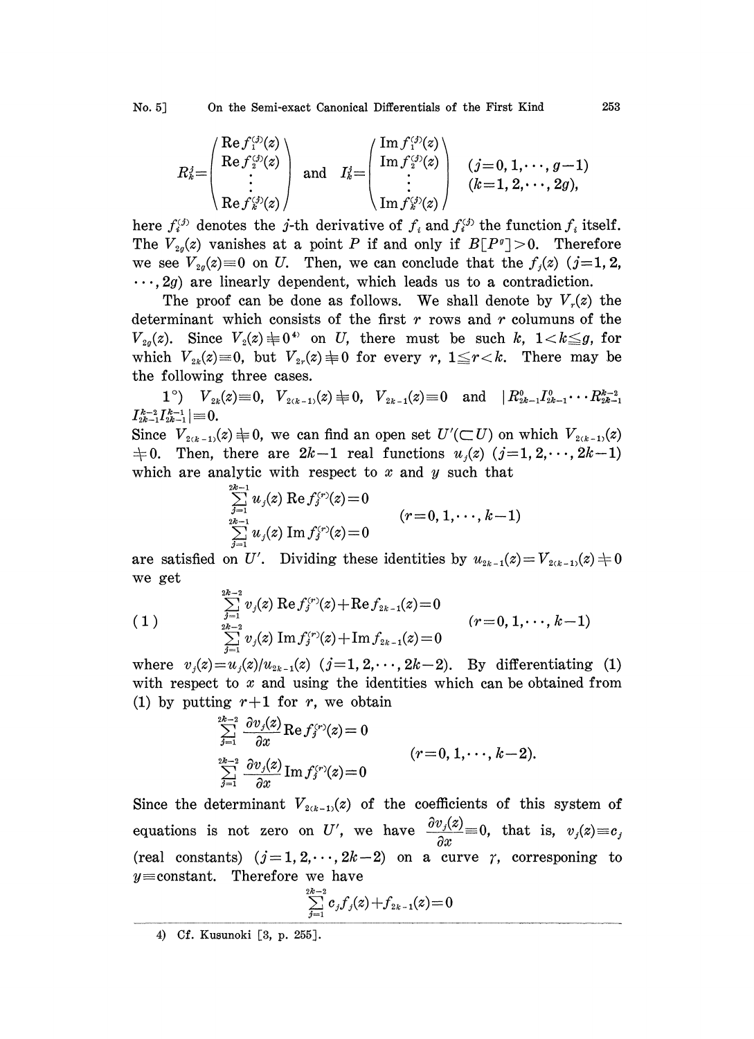$$R_k^j = \begin{pmatrix} \operatorname{Re} f_1^{(j)}(z) \\ \operatorname{Re} f_2^{(j)}(z) \\ \vdots \\ \operatorname{Re} f_k^{(j)}(z) \end{pmatrix} \quad \text{and} \quad I_k^j = \begin{pmatrix} \operatorname{Im} f_1^{(j)}(z) \\ \operatorname{Im} f_2^{(j)}(z) \\ \vdots \\ \operatorname{Im} f_k^{(j)}(z) \end{pmatrix} \quad \begin{matrix} (j=0,1,\cdots,g-1) \\ (k=1,2,\cdots,2g), \end{matrix}$$

here $f_i^{(j)}$ denotes the $j$-th derivative of $f_i$ and $f_i^{(0)}$ the function $f_i$ itself. The $V_{2g}(z)$ vanishes at a point $P$ if and only if $B[P^g]>0$. Therefore we see $V_{2g}(z)\equiv 0$ on $U$. Then, we can conclude that the $f_j(z)$ $(j=1,2,\cdots,2g)$ are linearly dependent, which leads us to a contradiction.

The proof can be done as follows. We shall denote by $V_r(z)$ the determinant which consists of the first $r$ rows and $r$ columuns of the $V_{2g}(z)$. Since $V_2(z)\not\equiv 0$[4] on $U$, there must be such $k$, $1<k\leqq g$, for which $V_{2k}(z)\equiv 0$, but $V_{2r}(z)\not\equiv 0$ for every $r$, $1\leqq r<k$. There may be the following three cases.

1°) $V_{2k}(z)\equiv 0$, $V_{2(k-1)}(z)\not\equiv 0$, $V_{2k-1}(z)\equiv 0$ and $|R_{2k-1}^0 I_{2k-1}^0 \cdots R_{2k-1}^{k-2} I_{2k-1}^{k-2} I_{2k-1}^{k-1}|\equiv 0$.

Since $V_{2(k-1)}(z)\not\equiv 0$, we can find an open set $U'(\subset U)$ on which $V_{2(k-1)}(z)\neq 0$. Then, there are $2k-1$ real functions $u_j(z)$ $(j=1,2,\cdots,2k-1)$ which are analytic with respect to $x$ and $y$ such that

$$\begin{aligned} &\sum_{j=1}^{2k-1} u_j(z) \operatorname{Re} f_j^{(r)}(z)=0 \\ &\sum_{j=1}^{2k-1} u_j(z) \operatorname{Im} f_j^{(r)}(z)=0 \end{aligned} \qquad (r=0,1,\cdots,k-1)$$

are satisfied on $U'$. Dividing these identities by $u_{2k-1}(z)=V_{2(k-1)}(z)\neq 0$ we get

$$(1) \qquad \begin{aligned} &\sum_{j=1}^{2k-2} v_j(z) \operatorname{Re} f_j^{(r)}(z)+\operatorname{Re} f_{2k-1}(z)=0 \\ &\sum_{j=1}^{2k-2} v_j(z) \operatorname{Im} f_j^{(r)}(z)+\operatorname{Im} f_{2k-1}(z)=0 \end{aligned} \qquad (r=0,1,\cdots,k-1)$$

where $v_j(z)=u_j(z)/u_{2k-1}(z)$ $(j=1,2,\cdots,2k-2)$. By differentiating (1) with respect to $x$ and using the identities which can be obtained from (1) by putting $r+1$ for $r$, we obtain

$$\begin{aligned} &\sum_{j=1}^{2k-2} \frac{\partial v_j(z)}{\partial x} \operatorname{Re} f_j^{(r)}(z)=0 \\ &\sum_{j=1}^{2k-2} \frac{\partial v_j(z)}{\partial x} \operatorname{Im} f_j^{(r)}(z)=0 \end{aligned} \qquad (r=0,1,\cdots,k-2).$$

Since the determinant $V_{2(k-1)}(z)$ of the coefficients of this system of equations is not zero on $U'$, we have $\frac{\partial v_j(z)}{\partial x}\equiv 0$, that is, $v_j(z)\equiv c_j$ (real constants) $(j=1,2,\cdots,2k-2)$ on a curve $\gamma$, corresponing to $y\equiv$constant. Therefore we have

$$\sum_{j=1}^{2k-2} c_j f_j(z)+f_{2k-1}(z)=0$$

---

4) Cf. Kusunoki [3, p. 255].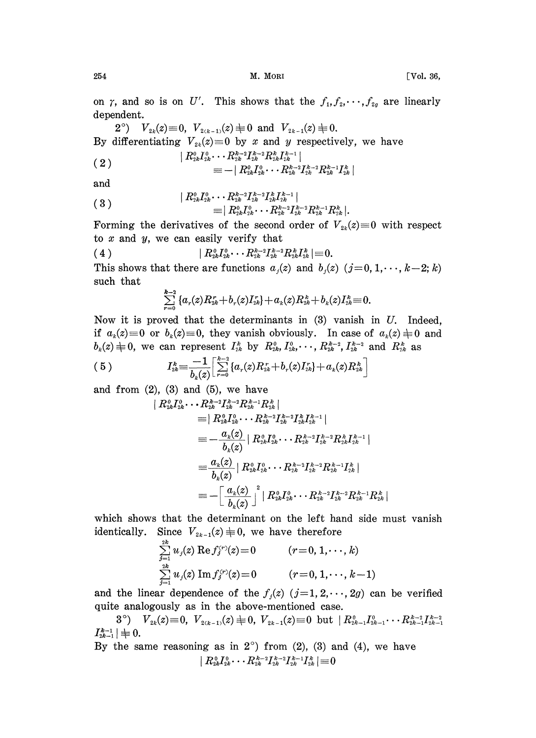on $\gamma$, and so is on $U'$. This shows that the $f_1, f_2, \cdots, f_{2g}$ are linearly dependent.

2°) $V_{2k}(z) \equiv 0$, $V_{2(k-1)}(z) \not\equiv 0$ and $V_{2k-1}(z) \not\equiv 0$.

By differentiating $V_{2k}(z) \equiv 0$ by $x$ and $y$ respectively, we have

$$
(2) \qquad \begin{aligned} &| R^0_{2k} I^0_{2k} \cdots R^{k-2}_{2k} I^{k-2}_{2k} R^k_{2k} I^{k-1}_{2k} | \\ &\equiv - | R^0_{2k} I^0_{2k} \cdots R^{k-2}_{2k} I^{k-2}_{2k} R^{k-1}_{2k} I^k_{2k} | \end{aligned}
$$

and

$$
(3) \qquad \begin{aligned} &| R^0_{2k} I^0_{2k} \cdots R^{k-2}_{2k} I^{k-2}_{2k} I^k_{2k} I^{k-1}_{2k} | \\ &\equiv | R^0_{2k} I^0_{2k} \cdots R^{k-2}_{2k} I^{k-2}_{2k} R^{k-1}_{2k} R^k_{2k} |. \end{aligned}
$$

Forming the derivatives of the second order of $V_{2k}(z) \equiv 0$ with respect to $x$ and $y$, we can easily verify that

$$
(4) \qquad | R^0_{2k} I^0_{2k} \cdots R^{k-2}_{2k} I^{k-2}_{2k} R^k_{2k} I^k_{2k} | \equiv 0.
$$

This shows that there are functions $a_j(z)$ and $b_j(z)$ $(j=0, 1, \cdots, k-2; k)$ such that

$$
\sum_{r=0}^{k-2} \{ a_r(z) R^r_{2k} + b_r(z) I^r_{2k} \} + a_k(z) R^k_{2k} + b_k(z) I^k_{2k} \equiv 0.
$$

Now it is proved that the determinants in (3) vanish in $U$. Indeed, if $a_k(z) \equiv 0$ or $b_k(z) \equiv 0$, they vanish obviously. In case of $a_k(z) \not\equiv 0$ and $b_k(z) \not\equiv 0$, we can represent $I^k_{2k}$ by $R^0_{2k}, I^0_{2k}, \cdots, R^{k-2}_{2k}, I^{k-2}_{2k}$ and $R^k_{2k}$ as

$$
(5) \qquad I^k_{2k} \equiv \frac{-1}{b_k(z)} \left[ \sum_{r=0}^{k-2} \{ a_r(z) R^r_{2k} + b_r(z) I^r_{2k} \} + a_k(z) R^k_{2k} \right]
$$

and from (2), (3) and (5), we have

$$
\begin{aligned}
&| R^0_{2k} I^0_{2k} \cdots R^{k-2}_{2k} I^{k-2}_{2k} R^{k-1}_{2k} R^k_{2k} | \\
&\equiv | R^0_{2k} I^0_{2k} \cdots R^{k-2}_{2k} I^{k-2}_{2k} I^k_{2k} I^{k-1}_{2k} | \\
&\equiv -\frac{a_k(z)}{b_k(z)} | R^0_{2k} I^0_{2k} \cdots R^{k-2}_{2k} I^{k-2}_{2k} R^k_{2k} I^{k-1}_{2k} | \\
&\equiv \frac{a_k(z)}{b_k(z)} | R^0_{2k} I^0_{2k} \cdots R^{k-2}_{2k} I^{k-2}_{2k} R^{k-1}_{2k} I^k_{2k} | \\
&\equiv -\left[ \frac{a_k(z)}{b_k(z)} \right]^2 | R^0_{2k} I^0_{2k} \cdots R^{k-2}_{2k} I^{k-2}_{2k} R^{k-1}_{2k} R^k_{2k} |
\end{aligned}
$$

which shows that the determinant on the left hand side must vanish identically. Since $V_{2k-1}(z) \not\equiv 0$, we have therefore

$$
\sum_{j=1}^{2k} u_j(z) \operatorname{Re} f^{(r)}_j(z) = 0 \qquad (r = 0, 1, \cdots, k)
$$

$$
\sum_{j=1}^{2k} u_j(z) \operatorname{Im} f^{(r)}_j(z) = 0 \qquad (r = 0, 1, \cdots, k-1)
$$

and the linear dependence of the $f_j(z)$ $(j=1, 2, \cdots, 2g)$ can be verified quite analogously as in the above-mentioned case.

3°) $V_{2k}(z) \equiv 0$, $V_{2(k-1)}(z) \not\equiv 0$, $V_{2k-1}(z) \equiv 0$ but $| R^0_{2k-1} I^0_{2k-1} \cdots R^{k-2}_{2k-1} I^{k-2}_{2k-1} I^{k-1}_{2k-1} | \not\equiv 0$.

By the same reasoning as in 2°) from (2), (3) and (4), we have

$$
| R^0_{2k} I^0_{2k} \cdots R^{k-2}_{2k} I^{k-2}_{2k} I^{k-1}_{2k} I^k_{2k} | \equiv 0
$$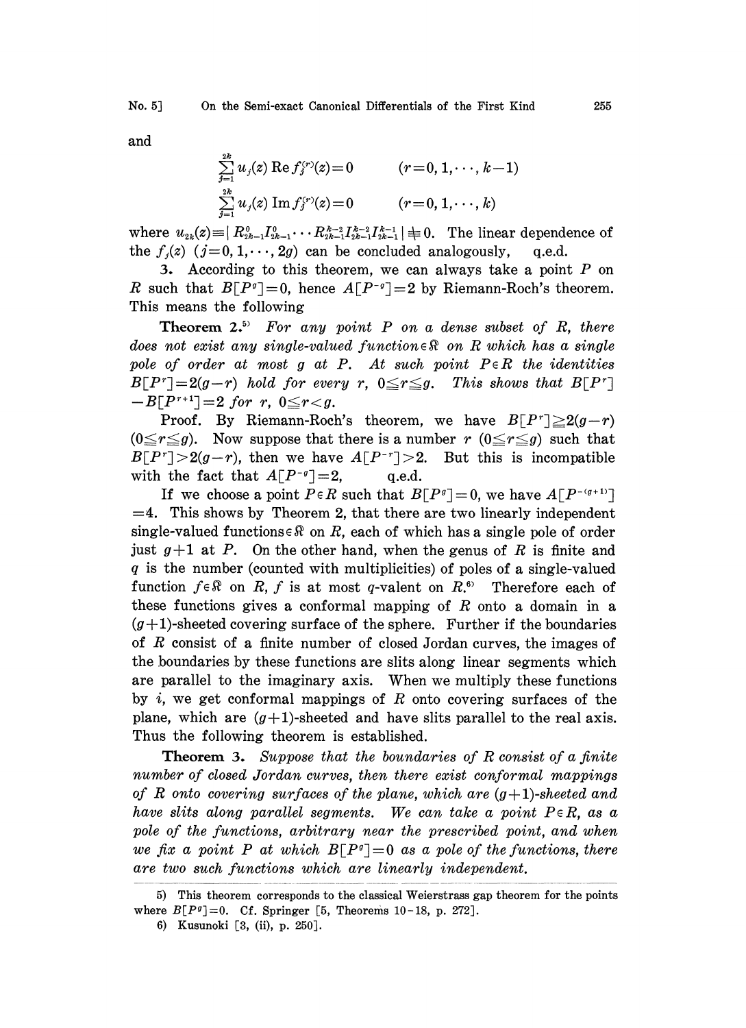and

$$\sum_{j=1}^{2k} u_j(z)\,\mathrm{Re}\, f_j^{(r)}(z)=0 \qquad (r=0,1,\cdots,k-1)$$

$$\sum_{j=1}^{2k} u_j(z)\,\mathrm{Im}\, f_j^{(r)}(z)=0 \qquad (r=0,1,\cdots,k)$$

where $u_{2k}(z)\equiv | R_{2k-1}^{0} I_{2k-1}^{0} \cdots R_{2k-1}^{k-2} I_{2k-1}^{k-2} I_{2k-1}^{k-1} | \neq 0$. The linear dependence of the $f_j(z)$ $(j=0,1,\cdots,2g)$ can be concluded analogously, q.e.d.

3. According to this theorem, we can always take a point $P$ on $R$ such that $B[P^g]=0$, hence $A[P^{-g}]=2$ by Riemann-Roch's theorem. This means the following

**Theorem 2.**[5] *For any point $P$ on a dense subset of $R$, there does not exist any single-valued function $\in \mathfrak{R}$ on $R$ which has a single pole of order at most $g$ at $P$. At such point $P\in R$ the identities $B[P^r]=2(g-r)$ hold for every $r$, $0\leqq r\leqq g$. This shows that $B[P^r]-B[P^{r+1}]=2$ for $r$, $0\leqq r<g$.*

Proof. By Riemann-Roch's theorem, we have $B[P^r]\geqq 2(g-r)$ $(0\leqq r\leqq g)$. Now suppose that there is a number $r$ $(0\leqq r\leqq g)$ such that $B[P^r]>2(g-r)$, then we have $A[P^{-r}]>2$. But this is incompatible with the fact that $A[P^{-g}]=2$, q.e.d.

If we choose a point $P\in R$ such that $B[P^g]=0$, we have $A[P^{-(g+1)}]=4$. This shows by Theorem 2, that there are two linearly independent single-valued functions $\in \mathfrak{R}$ on $R$, each of which has a single pole of order just $g+1$ at $P$. On the other hand, when the genus of $R$ is finite and $q$ is the number (counted with multiplicities) of poles of a single-valued function $f\in\mathfrak{R}$ on $R$, $f$ is at most $q$-valent on $R$.[6] Therefore each of these functions gives a conformal mapping of $R$ onto a domain in a $(g+1)$-sheeted covering surface of the sphere. Further if the boundaries of $R$ consist of a finite number of closed Jordan curves, the images of the boundaries by these functions are slits along linear segments which are parallel to the imaginary axis. When we multiply these functions by $i$, we get conformal mappings of $R$ onto covering surfaces of the plane, which are $(g+1)$-sheeted and have slits parallel to the real axis. Thus the following theorem is established.

**Theorem 3.** *Suppose that the boundaries of $R$ consist of a finite number of closed Jordan curves, then there exist conformal mappings of $R$ onto covering surfaces of the plane, which are $(g+1)$-sheeted and have slits along parallel segments. We can take a point $P\in R$, as a pole of the functions, arbitrary near the prescribed point, and when we fix a point $P$ at which $B[P^g]=0$ as a pole of the functions, there are two such functions which are linearly independent.*

---

5) This theorem corresponds to the classical Weierstrass gap theorem for the points where $B[P^g]=0$. Cf. Springer [5, Theorems 10-18, p. 272].

6) Kusunoki [3, (ii), p. 250].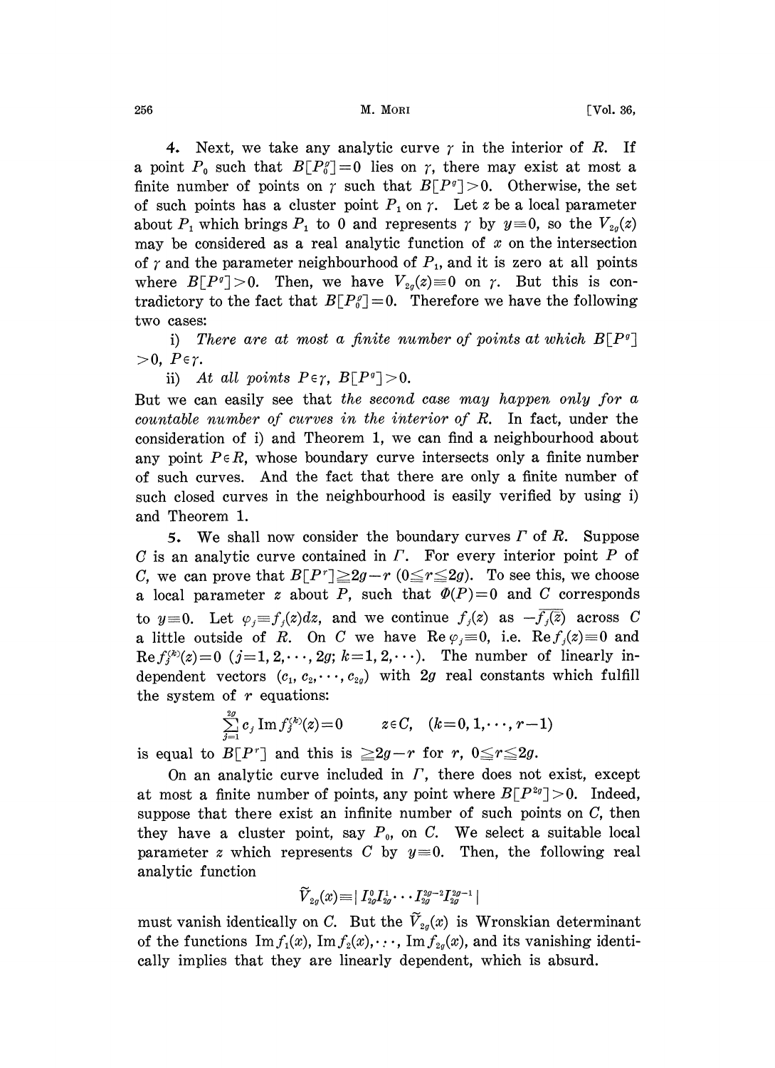4. Next, we take any analytic curve $\gamma$ in the interior of $R$. If a point $P_0$ such that $B[P_0^g]=0$ lies on $\gamma$, there may exist at most a finite number of points on $\gamma$ such that $B[P^g]>0$. Otherwise, the set of such points has a cluster point $P_1$ on $\gamma$. Let $z$ be a local parameter about $P_1$ which brings $P_1$ to 0 and represents $\gamma$ by $y\equiv 0$, so the $V_{2g}(z)$ may be considered as a real analytic function of $x$ on the intersection of $\gamma$ and the parameter neighbourhood of $P_1$, and it is zero at all points where $B[P^g]>0$. Then, we have $V_{2g}(z)\equiv 0$ on $\gamma$. But this is contradictory to the fact that $B[P_0^g]=0$. Therefore we have the following two cases:

i) *There are at most a finite number of points at which* $B[P^g]>0$, $P\in\gamma$.

ii) *At all points* $P\in\gamma$, $B[P^g]>0$.

But we can easily see that *the second case may happen only for a countable number of curves in the interior of* $R$. In fact, under the consideration of i) and Theorem 1, we can find a neighbourhood about any point $P\in R$, whose boundary curve intersects only a finite number of such curves. And the fact that there are only a finite number of such closed curves in the neighbourhood is easily verified by using i) and Theorem 1.

5. We shall now consider the boundary curves $\Gamma$ of $R$. Suppose $C$ is an analytic curve contained in $\Gamma$. For every interior point $P$ of $C$, we can prove that $B[P^r]\geqq 2g-r$ $(0\leqq r\leqq 2g)$. To see this, we choose a local parameter $z$ about $P$, such that $\Phi(P)=0$ and $C$ corresponds to $y\equiv 0$. Let $\varphi_j\equiv f_j(z)dz$, and we continue $f_j(z)$ as $-\overline{f_j(\bar{z})}$ across $C$ a little outside of $R$. On $C$ we have $\mathrm{Re}\,\varphi_j\equiv 0$, i.e. $\mathrm{Re}\,f_j(z)\equiv 0$ and $\mathrm{Re}\,f_j^{(k)}(z)=0$ $(j=1,2,\cdots,2g;\ k=1,2,\cdots)$. The number of linearly independent vectors $(c_1,c_2,\cdots,c_{2g})$ with $2g$ real constants which fulfill the system of $r$ equations:

$$\sum_{j=1}^{2g} c_j\,\mathrm{Im}\,f_j^{(k)}(z)=0 \qquad z\in C,\quad (k=0,1,\cdots,r-1)$$

is equal to $B[P^r]$ and this is $\geqq 2g-r$ for $r$, $0\leqq r\leqq 2g$.

On an analytic curve included in $\Gamma$, there does not exist, except at most a finite number of points, any point where $B[P^{2g}]>0$. Indeed, suppose that there exist an infinite number of such points on $C$, then they have a cluster point, say $P_0$, on $C$. We select a suitable local parameter $z$ which represents $C$ by $y\equiv 0$. Then, the following real analytic function

$$\tilde{V}_{2g}(x)\equiv|\,I_{2g}^0 I_{2g}^1\cdots I_{2g}^{2g-2} I_{2g}^{2g-1}\,|$$

must vanish identically on $C$. But the $\tilde{V}_{2g}(x)$ is Wronskian determinant of the functions $\mathrm{Im}\,f_1(x)$, $\mathrm{Im}\,f_2(x),\cdots,\mathrm{Im}\,f_{2g}(x)$, and its vanishing identically implies that they are linearly dependent, which is absurd.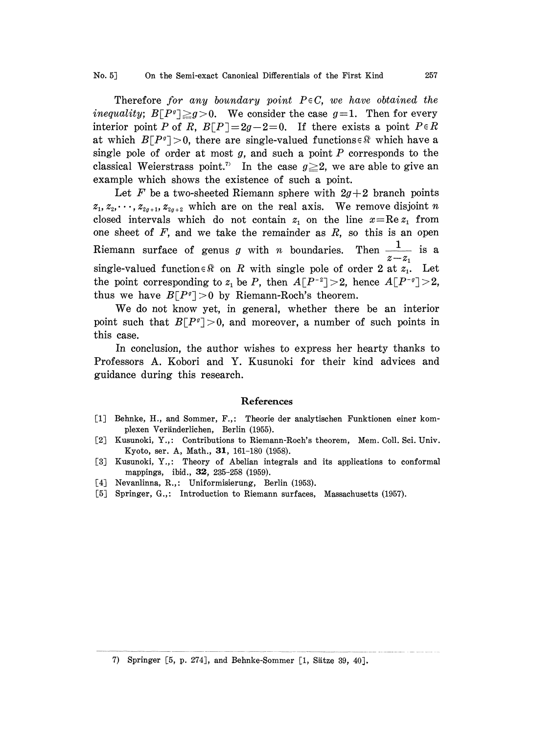Therefore *for any boundary point $P \in C$, we have obtained the inequality*; $B[P^g] \geqq g > 0$. We consider the case $g=1$. Then for every interior point $P$ of $R$, $B[P]=2g-2=0$. If there exists a point $P \in R$ at which $B[P^g]>0$, there are single-valued functions $\in \mathfrak{R}$ which have a single pole of order at most $g$, and such a point $P$ corresponds to the classical Weierstrass point.[7] In the case $g \geqq 2$, we are able to give an example which shows the existence of such a point.

Let $F$ be a two-sheeted Riemann sphere with $2g+2$ branch points $z_1, z_2, \cdots, z_{2g+1}, z_{2g+2}$ which are on the real axis. We remove disjoint $n$ closed intervals which do not contain $z_1$ on the line $x=\mathrm{Re}\, z_1$ from one sheet of $F$, and we take the remainder as $R$, so this is an open Riemann surface of genus $g$ with $n$ boundaries. Then $\dfrac{1}{z-z_1}$ is a single-valued function $\in \mathfrak{R}$ on $R$ with single pole of order 2 at $z_1$. Let the point corresponding to $z_1$ be $P$, then $A[P^{-2}]>2$, hence $A[P^{-g}]>2$, thus we have $B[P^g]>0$ by Riemann-Roch's theorem.

We do not know yet, in general, whether there be an interior point such that $B[P^g]>0$, and moreover, a number of such points in this case.

In conclusion, the author wishes to express her hearty thanks to Professors A. Kobori and Y. Kusunoki for their kind advices and guidance during this research.

## References

[1] Behnke, H., and Sommer, F.,: Theorie der analytischen Funktionen einer komplexen Veränderlichen, Berlin (1955).

[2] Kusunoki, Y.,: Contributions to Riemann-Roch's theorem, Mem. Coll. Sci. Univ. Kyoto, ser. A, Math., **31**, 161–180 (1958).

[3] Kusunoki, Y.,: Theory of Abelian integrals and its applications to conformal mappings, ibid., **32**, 235–258 (1959).

[4] Nevanlinna, R.,: Uniformisierung, Berlin (1953).

[5] Springer, G.,: Introduction to Riemann surfaces, Massachusetts (1957).

---

7) Springer [5, p. 274], and Behnke-Sommer [1, Sätze 39, 40].